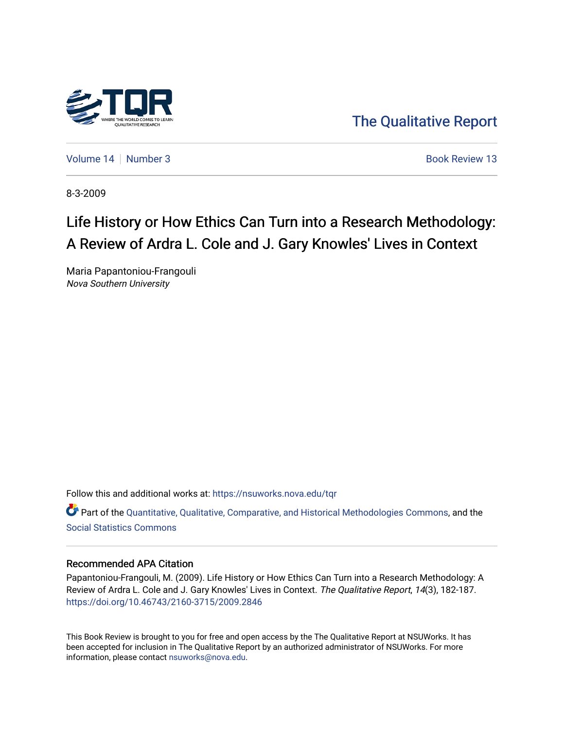The Qualitative Report

Volume 14 | Number 3 | Book Review 13

8-3-2009

# Life History or How Ethics Can Turn into a Research Methodology: A Review of Ardra L. Cole and J. Gary Knowles' Lives in Context

Maria Papantoniou-Frangouli
*Nova Southern University*

Follow this and additional works at: https://nsuworks.nova.edu/tqr

Part of the Quantitative, Qualitative, Comparative, and Historical Methodologies Commons, and the Social Statistics Commons

## Recommended APA Citation

Papantoniou-Frangouli, M. (2009). Life History or How Ethics Can Turn into a Research Methodology: A Review of Ardra L. Cole and J. Gary Knowles' Lives in Context. *The Qualitative Report*, *14*(3), 182-187. https://doi.org/10.46743/2160-3715/2009.2846

This Book Review is brought to you for free and open access by the The Qualitative Report at NSUWorks. It has been accepted for inclusion in The Qualitative Report by an authorized administrator of NSUWorks. For more information, please contact nsuworks@nova.edu.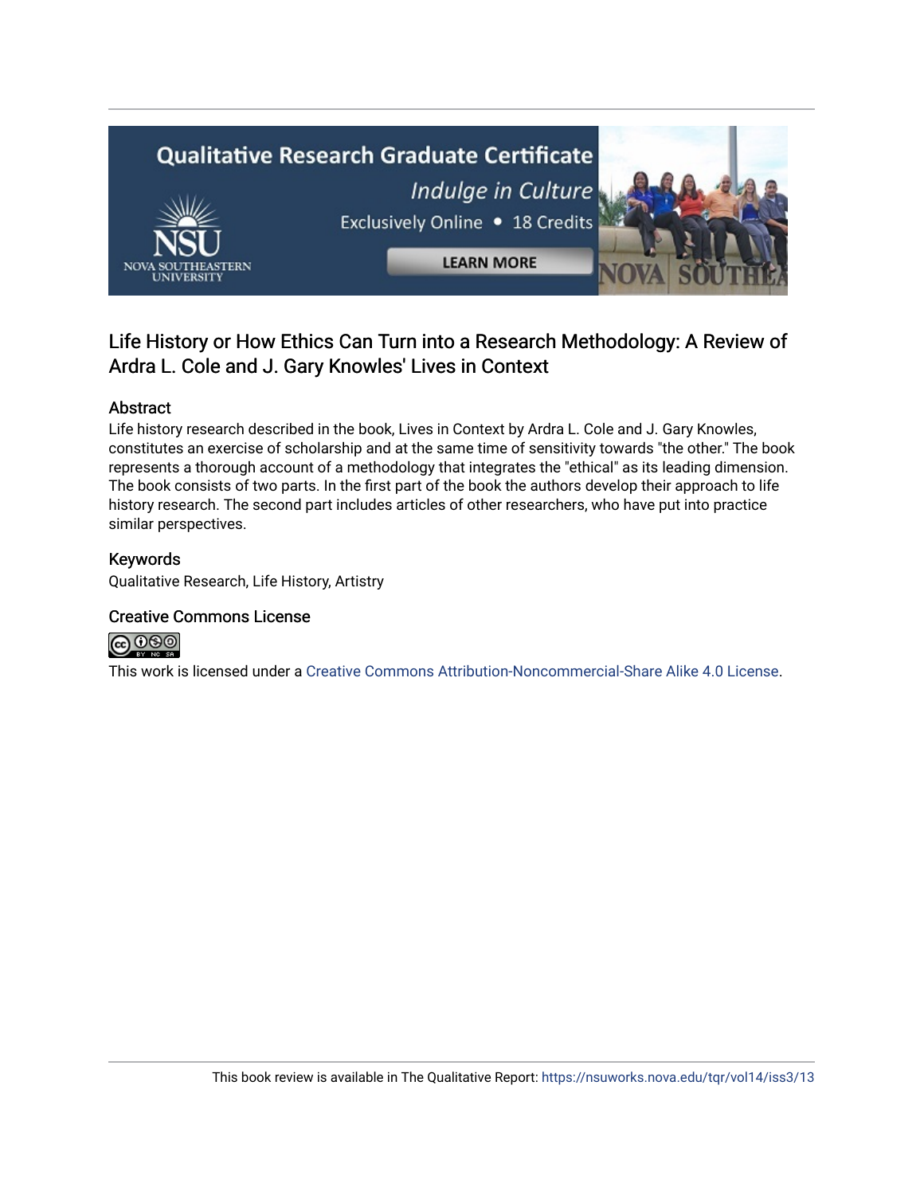# Life History or How Ethics Can Turn into a Research Methodology: A Review of Ardra L. Cole and J. Gary Knowles' Lives in Context

## Abstract

Life history research described in the book, Lives in Context by Ardra L. Cole and J. Gary Knowles, constitutes an exercise of scholarship and at the same time of sensitivity towards "the other." The book represents a thorough account of a methodology that integrates the "ethical" as its leading dimension. The book consists of two parts. In the first part of the book the authors develop their approach to life history research. The second part includes articles of other researchers, who have put into practice similar perspectives.

## Keywords

Qualitative Research, Life History, Artistry

## Creative Commons License

This work is licensed under a Creative Commons Attribution-Noncommercial-Share Alike 4.0 License.

This book review is available in The Qualitative Report: https://nsuworks.nova.edu/tqr/vol14/iss3/13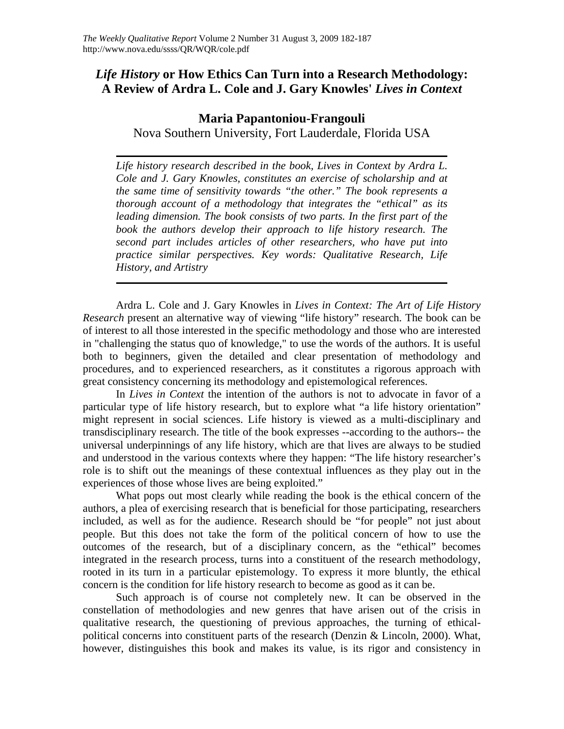# *Life History* or How Ethics Can Turn into a Research Methodology: A Review of Ardra L. Cole and J. Gary Knowles' *Lives in Context*

**Maria Papantoniou-Frangouli**

Nova Southern University, Fort Lauderdale, Florida USA

*Life history research described in the book, Lives in Context by Ardra L. Cole and J. Gary Knowles, constitutes an exercise of scholarship and at the same time of sensitivity towards "the other." The book represents a thorough account of a methodology that integrates the "ethical" as its leading dimension. The book consists of two parts. In the first part of the book the authors develop their approach to life history research. The second part includes articles of other researchers, who have put into practice similar perspectives. Key words: Qualitative Research, Life History, and Artistry*

Ardra L. Cole and J. Gary Knowles in *Lives in Context: The Art of Life History Research* present an alternative way of viewing "life history" research. The book can be of interest to all those interested in the specific methodology and those who are interested in "challenging the status quo of knowledge," to use the words of the authors. It is useful both to beginners, given the detailed and clear presentation of methodology and procedures, and to experienced researchers, as it constitutes a rigorous approach with great consistency concerning its methodology and epistemological references.

In *Lives in Context* the intention of the authors is not to advocate in favor of a particular type of life history research, but to explore what "a life history orientation" might represent in social sciences. Life history is viewed as a multi-disciplinary and transdisciplinary research. The title of the book expresses --according to the authors-- the universal underpinnings of any life history, which are that lives are always to be studied and understood in the various contexts where they happen: "The life history researcher's role is to shift out the meanings of these contextual influences as they play out in the experiences of those whose lives are being exploited."

What pops out most clearly while reading the book is the ethical concern of the authors, a plea of exercising research that is beneficial for those participating, researchers included, as well as for the audience. Research should be "for people" not just about people. But this does not take the form of the political concern of how to use the outcomes of the research, but of a disciplinary concern, as the "ethical" becomes integrated in the research process, turns into a constituent of the research methodology, rooted in its turn in a particular epistemology. To express it more bluntly, the ethical concern is the condition for life history research to become as good as it can be.

Such approach is of course not completely new. It can be observed in the constellation of methodologies and new genres that have arisen out of the crisis in qualitative research, the questioning of previous approaches, the turning of ethical-political concerns into constituent parts of the research (Denzin & Lincoln, 2000). What, however, distinguishes this book and makes its value, is its rigor and consistency in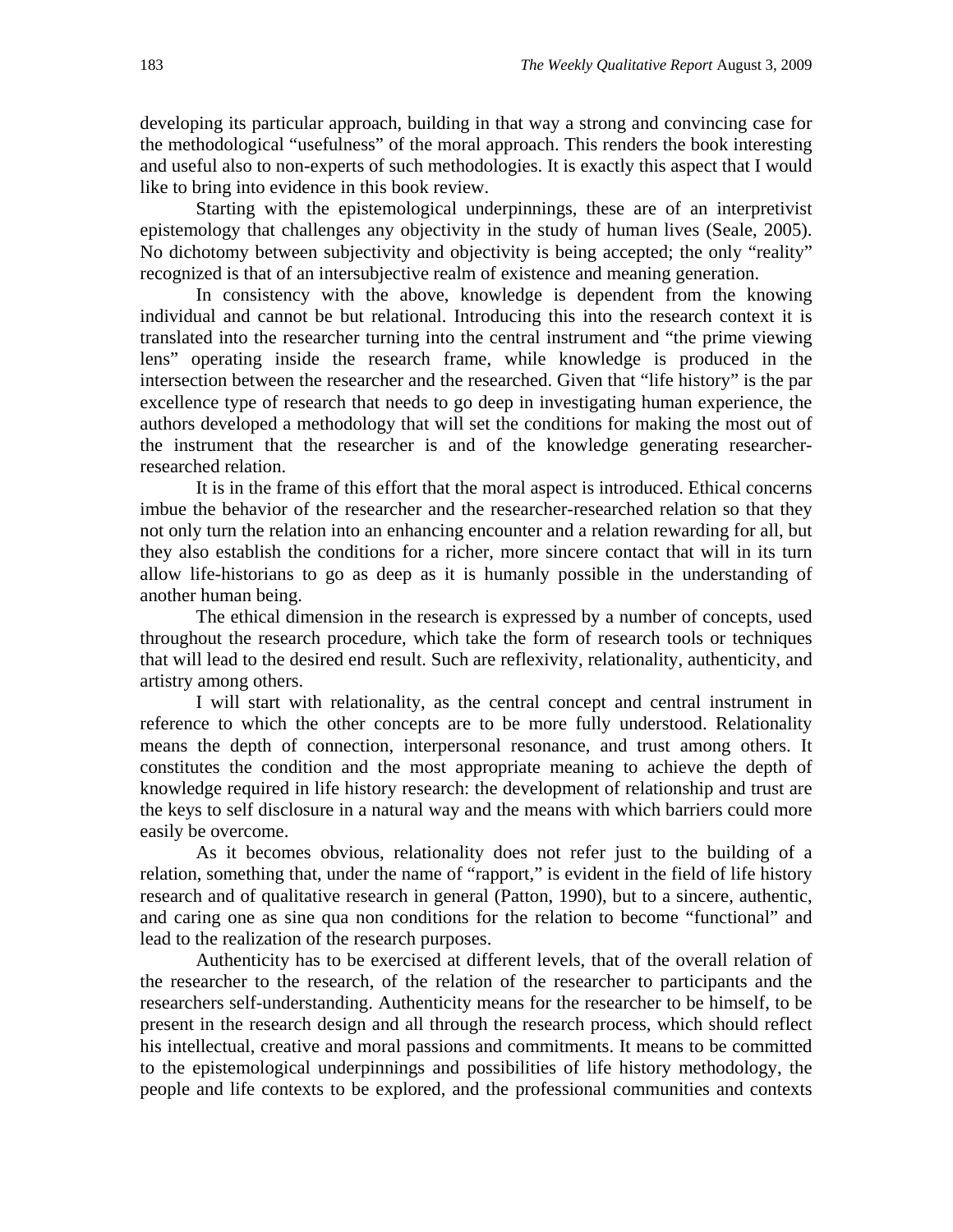developing its particular approach, building in that way a strong and convincing case for the methodological "usefulness" of the moral approach. This renders the book interesting and useful also to non-experts of such methodologies. It is exactly this aspect that I would like to bring into evidence in this book review.

Starting with the epistemological underpinnings, these are of an interpretivist epistemology that challenges any objectivity in the study of human lives (Seale, 2005). No dichotomy between subjectivity and objectivity is being accepted; the only "reality" recognized is that of an intersubjective realm of existence and meaning generation.

In consistency with the above, knowledge is dependent from the knowing individual and cannot be but relational. Introducing this into the research context it is translated into the researcher turning into the central instrument and "the prime viewing lens" operating inside the research frame, while knowledge is produced in the intersection between the researcher and the researched. Given that "life history" is the par excellence type of research that needs to go deep in investigating human experience, the authors developed a methodology that will set the conditions for making the most out of the instrument that the researcher is and of the knowledge generating researcher-researched relation.

It is in the frame of this effort that the moral aspect is introduced. Ethical concerns imbue the behavior of the researcher and the researcher-researched relation so that they not only turn the relation into an enhancing encounter and a relation rewarding for all, but they also establish the conditions for a richer, more sincere contact that will in its turn allow life-historians to go as deep as it is humanly possible in the understanding of another human being.

The ethical dimension in the research is expressed by a number of concepts, used throughout the research procedure, which take the form of research tools or techniques that will lead to the desired end result. Such are reflexivity, relationality, authenticity, and artistry among others.

I will start with relationality, as the central concept and central instrument in reference to which the other concepts are to be more fully understood. Relationality means the depth of connection, interpersonal resonance, and trust among others. It constitutes the condition and the most appropriate meaning to achieve the depth of knowledge required in life history research: the development of relationship and trust are the keys to self disclosure in a natural way and the means with which barriers could more easily be overcome.

As it becomes obvious, relationality does not refer just to the building of a relation, something that, under the name of "rapport," is evident in the field of life history research and of qualitative research in general (Patton, 1990), but to a sincere, authentic, and caring one as sine qua non conditions for the relation to become "functional" and lead to the realization of the research purposes.

Authenticity has to be exercised at different levels, that of the overall relation of the researcher to the research, of the relation of the researcher to participants and the researchers self-understanding. Authenticity means for the researcher to be himself, to be present in the research design and all through the research process, which should reflect his intellectual, creative and moral passions and commitments. It means to be committed to the epistemological underpinnings and possibilities of life history methodology, the people and life contexts to be explored, and the professional communities and contexts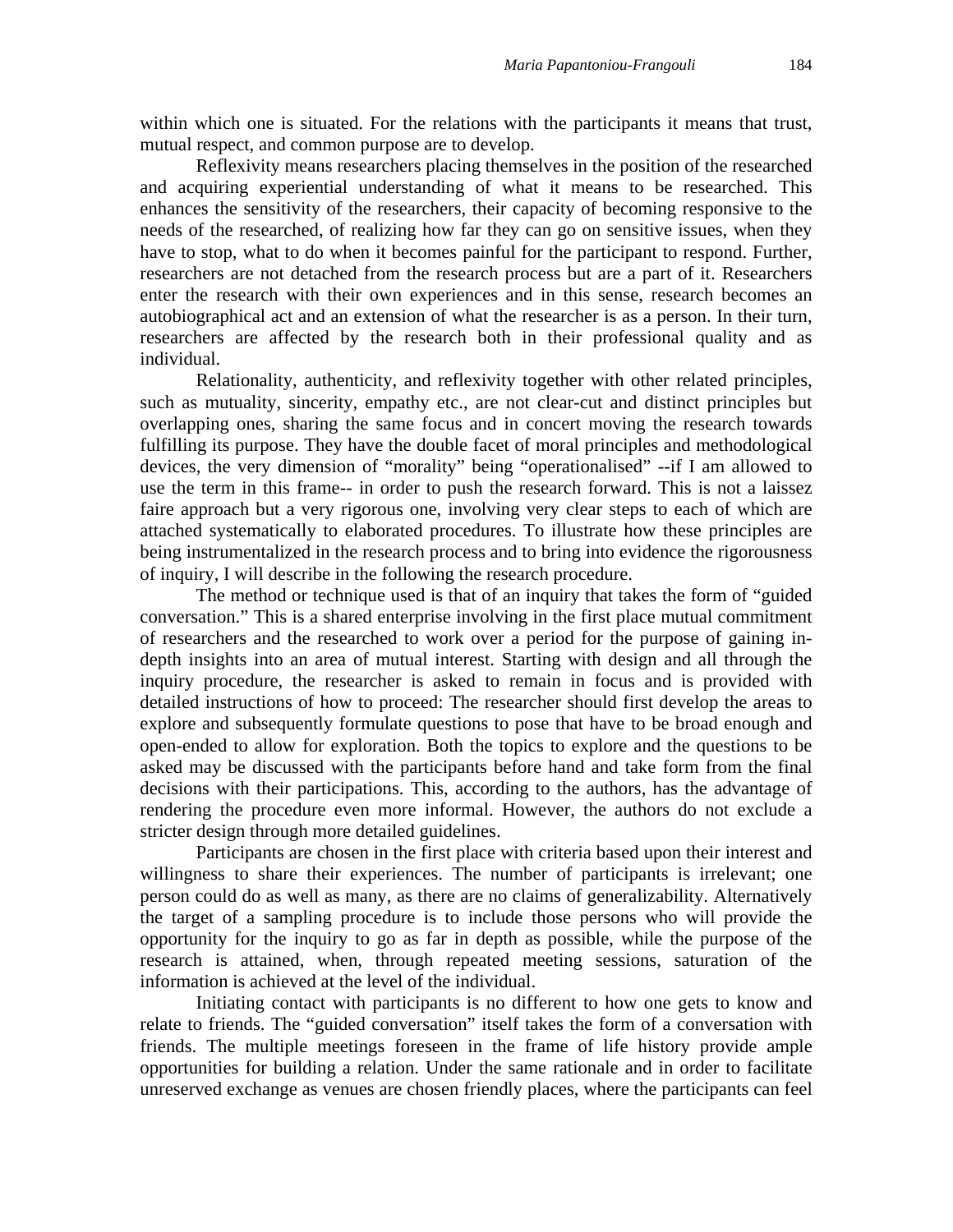within which one is situated. For the relations with the participants it means that trust, mutual respect, and common purpose are to develop.

Reflexivity means researchers placing themselves in the position of the researched and acquiring experiential understanding of what it means to be researched. This enhances the sensitivity of the researchers, their capacity of becoming responsive to the needs of the researched, of realizing how far they can go on sensitive issues, when they have to stop, what to do when it becomes painful for the participant to respond. Further, researchers are not detached from the research process but are a part of it. Researchers enter the research with their own experiences and in this sense, research becomes an autobiographical act and an extension of what the researcher is as a person. In their turn, researchers are affected by the research both in their professional quality and as individual.

Relationality, authenticity, and reflexivity together with other related principles, such as mutuality, sincerity, empathy etc., are not clear-cut and distinct principles but overlapping ones, sharing the same focus and in concert moving the research towards fulfilling its purpose. They have the double facet of moral principles and methodological devices, the very dimension of "morality" being "operationalised" --if I am allowed to use the term in this frame-- in order to push the research forward. This is not a laissez faire approach but a very rigorous one, involving very clear steps to each of which are attached systematically to elaborated procedures. To illustrate how these principles are being instrumentalized in the research process and to bring into evidence the rigorousness of inquiry, I will describe in the following the research procedure.

The method or technique used is that of an inquiry that takes the form of "guided conversation." This is a shared enterprise involving in the first place mutual commitment of researchers and the researched to work over a period for the purpose of gaining in-depth insights into an area of mutual interest. Starting with design and all through the inquiry procedure, the researcher is asked to remain in focus and is provided with detailed instructions of how to proceed: The researcher should first develop the areas to explore and subsequently formulate questions to pose that have to be broad enough and open-ended to allow for exploration. Both the topics to explore and the questions to be asked may be discussed with the participants before hand and take form from the final decisions with their participations. This, according to the authors, has the advantage of rendering the procedure even more informal. However, the authors do not exclude a stricter design through more detailed guidelines.

Participants are chosen in the first place with criteria based upon their interest and willingness to share their experiences. The number of participants is irrelevant; one person could do as well as many, as there are no claims of generalizability. Alternatively the target of a sampling procedure is to include those persons who will provide the opportunity for the inquiry to go as far in depth as possible, while the purpose of the research is attained, when, through repeated meeting sessions, saturation of the information is achieved at the level of the individual.

Initiating contact with participants is no different to how one gets to know and relate to friends. The "guided conversation" itself takes the form of a conversation with friends. The multiple meetings foreseen in the frame of life history provide ample opportunities for building a relation. Under the same rationale and in order to facilitate unreserved exchange as venues are chosen friendly places, where the participants can feel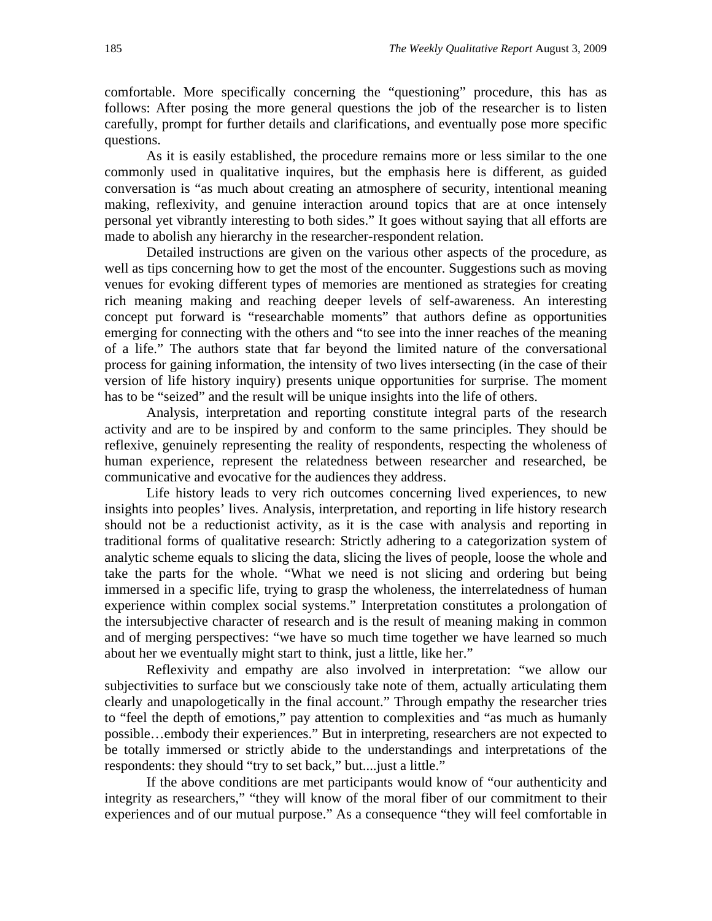comfortable. More specifically concerning the "questioning" procedure, this has as follows: After posing the more general questions the job of the researcher is to listen carefully, prompt for further details and clarifications, and eventually pose more specific questions.

As it is easily established, the procedure remains more or less similar to the one commonly used in qualitative inquires, but the emphasis here is different, as guided conversation is "as much about creating an atmosphere of security, intentional meaning making, reflexivity, and genuine interaction around topics that are at once intensely personal yet vibrantly interesting to both sides." It goes without saying that all efforts are made to abolish any hierarchy in the researcher-respondent relation.

Detailed instructions are given on the various other aspects of the procedure, as well as tips concerning how to get the most of the encounter. Suggestions such as moving venues for evoking different types of memories are mentioned as strategies for creating rich meaning making and reaching deeper levels of self-awareness. An interesting concept put forward is "researchable moments" that authors define as opportunities emerging for connecting with the others and "to see into the inner reaches of the meaning of a life." The authors state that far beyond the limited nature of the conversational process for gaining information, the intensity of two lives intersecting (in the case of their version of life history inquiry) presents unique opportunities for surprise. The moment has to be "seized" and the result will be unique insights into the life of others.

Analysis, interpretation and reporting constitute integral parts of the research activity and are to be inspired by and conform to the same principles. They should be reflexive, genuinely representing the reality of respondents, respecting the wholeness of human experience, represent the relatedness between researcher and researched, be communicative and evocative for the audiences they address.

Life history leads to very rich outcomes concerning lived experiences, to new insights into peoples' lives. Analysis, interpretation, and reporting in life history research should not be a reductionist activity, as it is the case with analysis and reporting in traditional forms of qualitative research: Strictly adhering to a categorization system of analytic scheme equals to slicing the data, slicing the lives of people, loose the whole and take the parts for the whole. "What we need is not slicing and ordering but being immersed in a specific life, trying to grasp the wholeness, the interrelatedness of human experience within complex social systems." Interpretation constitutes a prolongation of the intersubjective character of research and is the result of meaning making in common and of merging perspectives: "we have so much time together we have learned so much about her we eventually might start to think, just a little, like her."

Reflexivity and empathy are also involved in interpretation: "we allow our subjectivities to surface but we consciously take note of them, actually articulating them clearly and unapologetically in the final account." Through empathy the researcher tries to "feel the depth of emotions," pay attention to complexities and "as much as humanly possible…embody their experiences." But in interpreting, researchers are not expected to be totally immersed or strictly abide to the understandings and interpretations of the respondents: they should "try to set back," but....just a little."

If the above conditions are met participants would know of "our authenticity and integrity as researchers," "they will know of the moral fiber of our commitment to their experiences and of our mutual purpose." As a consequence "they will feel comfortable in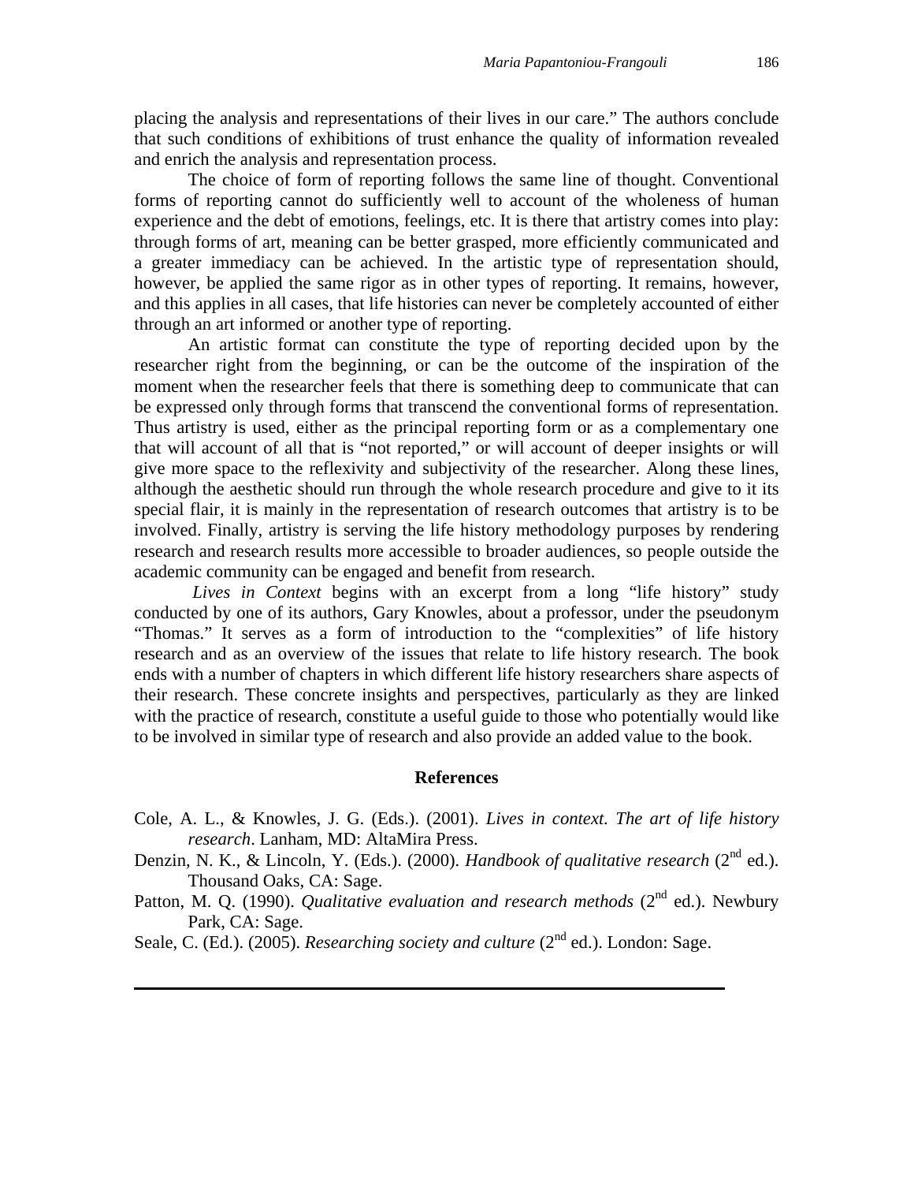placing the analysis and representations of their lives in our care." The authors conclude that such conditions of exhibitions of trust enhance the quality of information revealed and enrich the analysis and representation process.

The choice of form of reporting follows the same line of thought. Conventional forms of reporting cannot do sufficiently well to account of the wholeness of human experience and the debt of emotions, feelings, etc. It is there that artistry comes into play: through forms of art, meaning can be better grasped, more efficiently communicated and a greater immediacy can be achieved. In the artistic type of representation should, however, be applied the same rigor as in other types of reporting. It remains, however, and this applies in all cases, that life histories can never be completely accounted of either through an art informed or another type of reporting.

An artistic format can constitute the type of reporting decided upon by the researcher right from the beginning, or can be the outcome of the inspiration of the moment when the researcher feels that there is something deep to communicate that can be expressed only through forms that transcend the conventional forms of representation. Thus artistry is used, either as the principal reporting form or as a complementary one that will account of all that is "not reported," or will account of deeper insights or will give more space to the reflexivity and subjectivity of the researcher. Along these lines, although the aesthetic should run through the whole research procedure and give to it its special flair, it is mainly in the representation of research outcomes that artistry is to be involved. Finally, artistry is serving the life history methodology purposes by rendering research and research results more accessible to broader audiences, so people outside the academic community can be engaged and benefit from research.

*Lives in Context* begins with an excerpt from a long "life history" study conducted by one of its authors, Gary Knowles, about a professor, under the pseudonym "Thomas." It serves as a form of introduction to the "complexities" of life history research and as an overview of the issues that relate to life history research. The book ends with a number of chapters in which different life history researchers share aspects of their research. These concrete insights and perspectives, particularly as they are linked with the practice of research, constitute a useful guide to those who potentially would like to be involved in similar type of research and also provide an added value to the book.

## References

Cole, A. L., & Knowles, J. G. (Eds.). (2001). *Lives in context. The art of life history research*. Lanham, MD: AltaMira Press.

Denzin, N. K., & Lincoln, Y. (Eds.). (2000). *Handbook of qualitative research* (2nd ed.). Thousand Oaks, CA: Sage.

Patton, M. Q. (1990). *Qualitative evaluation and research methods* (2nd ed.). Newbury Park, CA: Sage.

Seale, C. (Ed.). (2005). *Researching society and culture* (2nd ed.). London: Sage.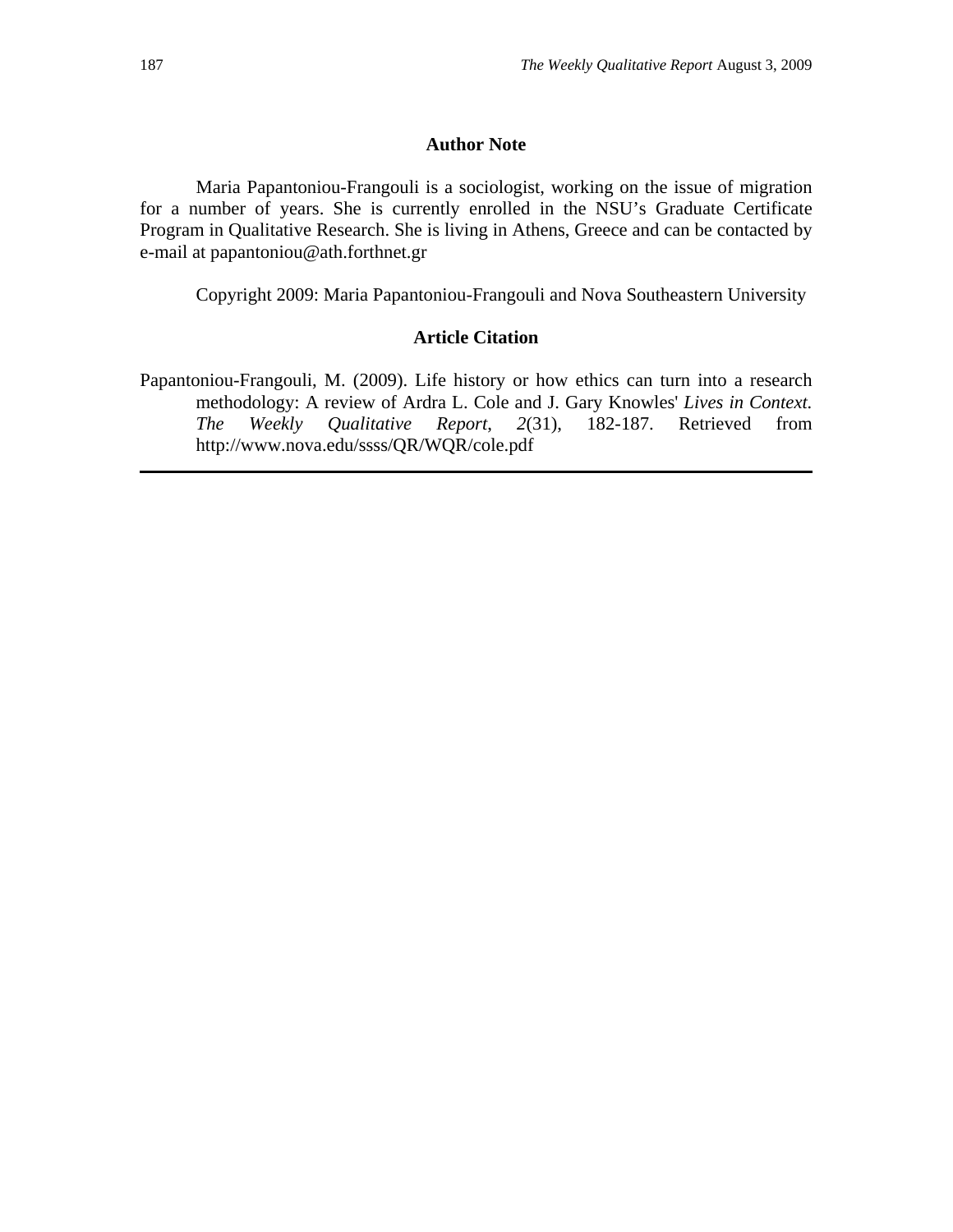## Author Note

Maria Papantoniou-Frangouli is a sociologist, working on the issue of migration for a number of years. She is currently enrolled in the NSU's Graduate Certificate Program in Qualitative Research. She is living in Athens, Greece and can be contacted by e-mail at papantoniou@ath.forthnet.gr

Copyright 2009: Maria Papantoniou-Frangouli and Nova Southeastern University

## Article Citation

Papantoniou-Frangouli, M. (2009). Life history or how ethics can turn into a research methodology: A review of Ardra L. Cole and J. Gary Knowles' *Lives in Context. The Weekly Qualitative Report*, *2*(31), 182-187. Retrieved from http://www.nova.edu/ssss/QR/WQR/cole.pdf